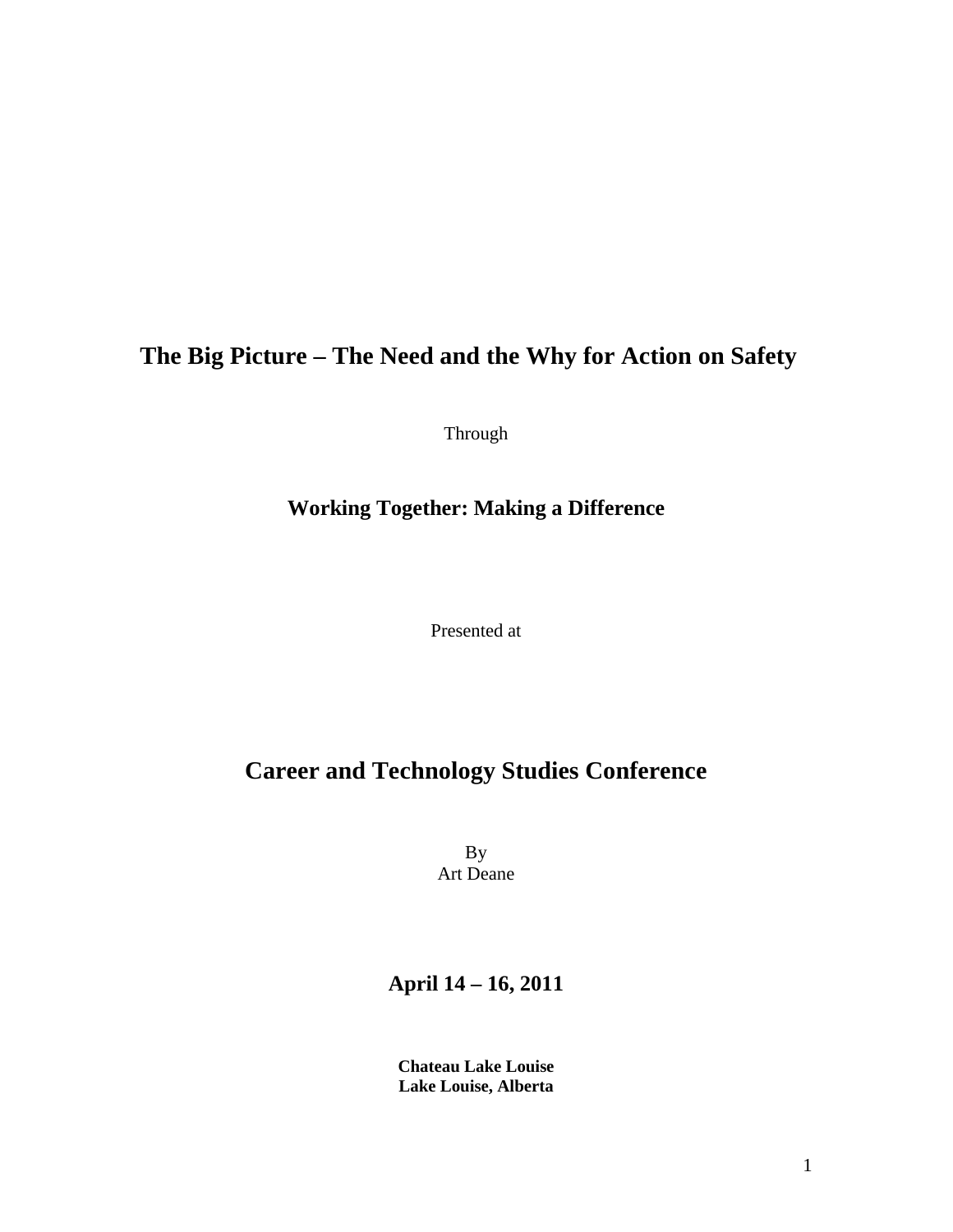# The Big Picture – The Need and the Why for Action on Safety

Through

**Working Together: Making a Difference**

Presented at

## Career and Technology Studies Conference

By
Art Deane

**April 14 – 16, 2011**

**Chateau Lake Louise**
**Lake Louise, Alberta**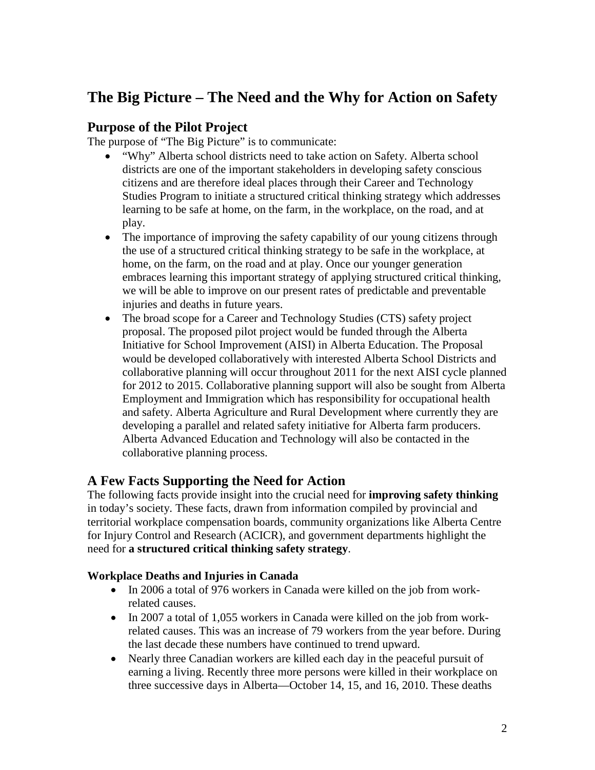# The Big Picture – The Need and the Why for Action on Safety

## Purpose of the Pilot Project

The purpose of "The Big Picture" is to communicate:

- "Why" Alberta school districts need to take action on Safety. Alberta school districts are one of the important stakeholders in developing safety conscious citizens and are therefore ideal places through their Career and Technology Studies Program to initiate a structured critical thinking strategy which addresses learning to be safe at home, on the farm, in the workplace, on the road, and at play.
- The importance of improving the safety capability of our young citizens through the use of a structured critical thinking strategy to be safe in the workplace, at home, on the farm, on the road and at play. Once our younger generation embraces learning this important strategy of applying structured critical thinking, we will be able to improve on our present rates of predictable and preventable injuries and deaths in future years.
- The broad scope for a Career and Technology Studies (CTS) safety project proposal. The proposed pilot project would be funded through the Alberta Initiative for School Improvement (AISI) in Alberta Education. The Proposal would be developed collaboratively with interested Alberta School Districts and collaborative planning will occur throughout 2011 for the next AISI cycle planned for 2012 to 2015. Collaborative planning support will also be sought from Alberta Employment and Immigration which has responsibility for occupational health and safety. Alberta Agriculture and Rural Development where currently they are developing a parallel and related safety initiative for Alberta farm producers. Alberta Advanced Education and Technology will also be contacted in the collaborative planning process.

## A Few Facts Supporting the Need for Action

The following facts provide insight into the crucial need for **improving safety thinking** in today's society. These facts, drawn from information compiled by provincial and territorial workplace compensation boards, community organizations like Alberta Centre for Injury Control and Research (ACICR), and government departments highlight the need for **a structured critical thinking safety strategy**.

### Workplace Deaths and Injuries in Canada

- In 2006 a total of 976 workers in Canada were killed on the job from work-related causes.
- In 2007 a total of 1,055 workers in Canada were killed on the job from work-related causes. This was an increase of 79 workers from the year before. During the last decade these numbers have continued to trend upward.
- Nearly three Canadian workers are killed each day in the peaceful pursuit of earning a living. Recently three more persons were killed in their workplace on three successive days in Alberta—October 14, 15, and 16, 2010. These deaths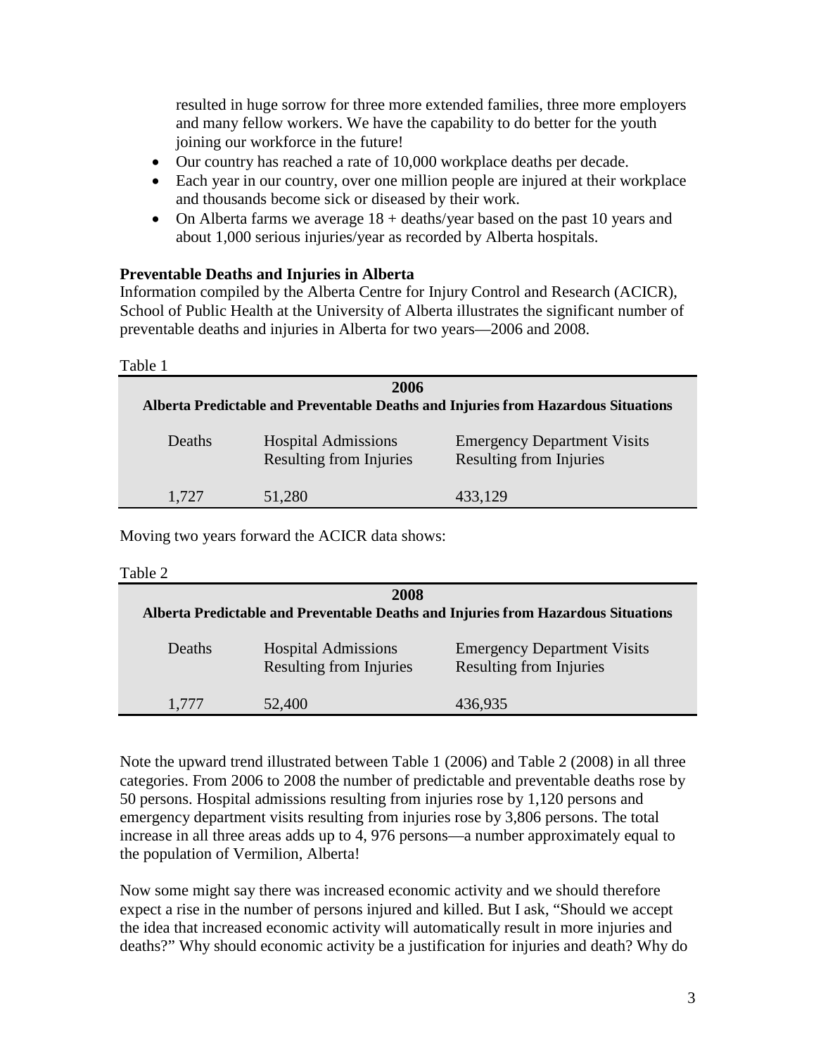resulted in huge sorrow for three more extended families, three more employers and many fellow workers. We have the capability to do better for the youth joining our workforce in the future!

- Our country has reached a rate of 10,000 workplace deaths per decade.
- Each year in our country, over one million people are injured at their workplace and thousands become sick or diseased by their work.
- On Alberta farms we average 18 + deaths/year based on the past 10 years and about 1,000 serious injuries/year as recorded by Alberta hospitals.

**Preventable Deaths and Injuries in Alberta**

Information compiled by the Alberta Centre for Injury Control and Research (ACICR), School of Public Health at the University of Alberta illustrates the significant number of preventable deaths and injuries in Alberta for two years—2006 and 2008.

Table 1

| **2006 Alberta Predictable and Preventable Deaths and Injuries from Hazardous Situations** | | |
|---|---|---|
| Deaths | Hospital Admissions Resulting from Injuries | Emergency Department Visits Resulting from Injuries |
| 1,727 | 51,280 | 433,129 |

Moving two years forward the ACICR data shows:

Table 2

| **2008 Alberta Predictable and Preventable Deaths and Injuries from Hazardous Situations** | | |
|---|---|---|
| Deaths | Hospital Admissions Resulting from Injuries | Emergency Department Visits Resulting from Injuries |
| 1,777 | 52,400 | 436,935 |

Note the upward trend illustrated between Table 1 (2006) and Table 2 (2008) in all three categories. From 2006 to 2008 the number of predictable and preventable deaths rose by 50 persons. Hospital admissions resulting from injuries rose by 1,120 persons and emergency department visits resulting from injuries rose by 3,806 persons. The total increase in all three areas adds up to 4, 976 persons—a number approximately equal to the population of Vermilion, Alberta!

Now some might say there was increased economic activity and we should therefore expect a rise in the number of persons injured and killed. But I ask, "Should we accept the idea that increased economic activity will automatically result in more injuries and deaths?" Why should economic activity be a justification for injuries and death? Why do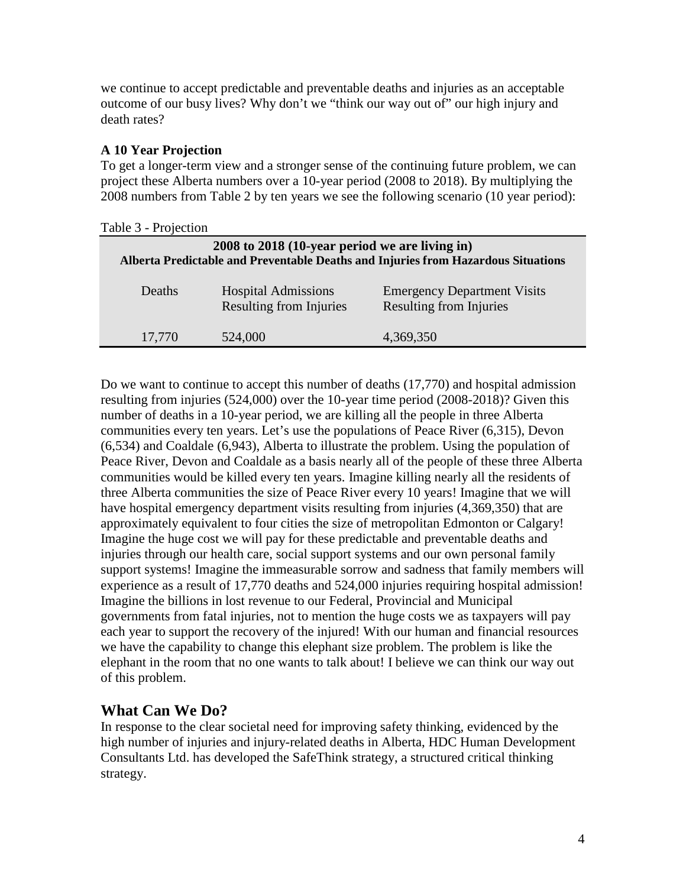we continue to accept predictable and preventable deaths and injuries as an acceptable outcome of our busy lives? Why don't we "think our way out of" our high injury and death rates?

**A 10 Year Projection**

To get a longer-term view and a stronger sense of the continuing future problem, we can project these Alberta numbers over a 10-year period (2008 to 2018). By multiplying the 2008 numbers from Table 2 by ten years we see the following scenario (10 year period):

Table 3 - Projection

| **2008 to 2018 (10-year period we are living in)**<br>**Alberta Predictable and Preventable Deaths and Injuries from Hazardous Situations** | | |
|---|---|---|
| Deaths | Hospital Admissions Resulting from Injuries | Emergency Department Visits Resulting from Injuries |
| 17,770 | 524,000 | 4,369,350 |

Do we want to continue to accept this number of deaths (17,770) and hospital admission resulting from injuries (524,000) over the 10-year time period (2008-2018)? Given this number of deaths in a 10-year period, we are killing all the people in three Alberta communities every ten years. Let's use the populations of Peace River (6,315), Devon (6,534) and Coaldale (6,943), Alberta to illustrate the problem. Using the population of Peace River, Devon and Coaldale as a basis nearly all of the people of these three Alberta communities would be killed every ten years. Imagine killing nearly all the residents of three Alberta communities the size of Peace River every 10 years! Imagine that we will have hospital emergency department visits resulting from injuries (4,369,350) that are approximately equivalent to four cities the size of metropolitan Edmonton or Calgary! Imagine the huge cost we will pay for these predictable and preventable deaths and injuries through our health care, social support systems and our own personal family support systems! Imagine the immeasurable sorrow and sadness that family members will experience as a result of 17,770 deaths and 524,000 injuries requiring hospital admission! Imagine the billions in lost revenue to our Federal, Provincial and Municipal governments from fatal injuries, not to mention the huge costs we as taxpayers will pay each year to support the recovery of the injured! With our human and financial resources we have the capability to change this elephant size problem. The problem is like the elephant in the room that no one wants to talk about! I believe we can think our way out of this problem.

## What Can We Do?

In response to the clear societal need for improving safety thinking, evidenced by the high number of injuries and injury-related deaths in Alberta, HDC Human Development Consultants Ltd. has developed the SafeThink strategy, a structured critical thinking strategy.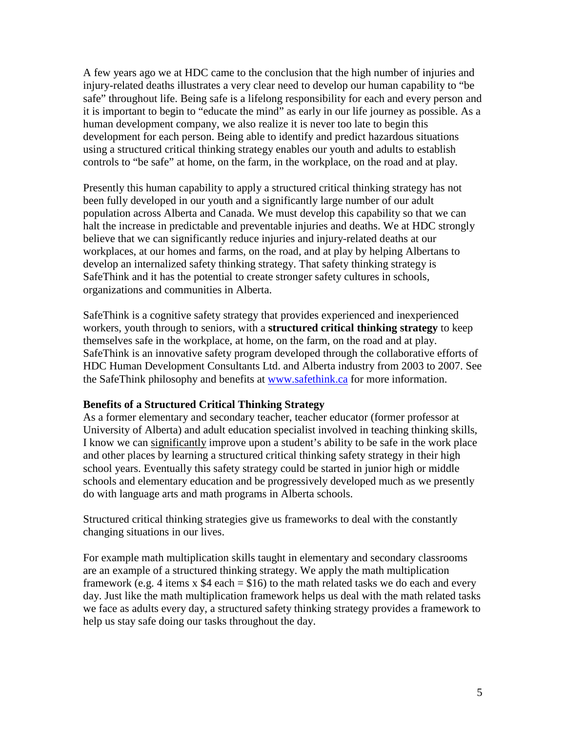A few years ago we at HDC came to the conclusion that the high number of injuries and injury-related deaths illustrates a very clear need to develop our human capability to "be safe" throughout life. Being safe is a lifelong responsibility for each and every person and it is important to begin to "educate the mind" as early in our life journey as possible. As a human development company, we also realize it is never too late to begin this development for each person. Being able to identify and predict hazardous situations using a structured critical thinking strategy enables our youth and adults to establish controls to "be safe" at home, on the farm, in the workplace, on the road and at play.

Presently this human capability to apply a structured critical thinking strategy has not been fully developed in our youth and a significantly large number of our adult population across Alberta and Canada. We must develop this capability so that we can halt the increase in predictable and preventable injuries and deaths. We at HDC strongly believe that we can significantly reduce injuries and injury-related deaths at our workplaces, at our homes and farms, on the road, and at play by helping Albertans to develop an internalized safety thinking strategy. That safety thinking strategy is SafeThink and it has the potential to create stronger safety cultures in schools, organizations and communities in Alberta.

SafeThink is a cognitive safety strategy that provides experienced and inexperienced workers, youth through to seniors, with a **structured critical thinking strategy** to keep themselves safe in the workplace, at home, on the farm, on the road and at play. SafeThink is an innovative safety program developed through the collaborative efforts of HDC Human Development Consultants Ltd. and Alberta industry from 2003 to 2007. See the SafeThink philosophy and benefits at www.safethink.ca for more information.

**Benefits of a Structured Critical Thinking Strategy**

As a former elementary and secondary teacher, teacher educator (former professor at University of Alberta) and adult education specialist involved in teaching thinking skills, I know we can significantly improve upon a student's ability to be safe in the work place and other places by learning a structured critical thinking safety strategy in their high school years. Eventually this safety strategy could be started in junior high or middle schools and elementary education and be progressively developed much as we presently do with language arts and math programs in Alberta schools.

Structured critical thinking strategies give us frameworks to deal with the constantly changing situations in our lives.

For example math multiplication skills taught in elementary and secondary classrooms are an example of a structured thinking strategy. We apply the math multiplication framework (e.g. 4 items x $4 each = $16) to the math related tasks we do each and every day. Just like the math multiplication framework helps us deal with the math related tasks we face as adults every day, a structured safety thinking strategy provides a framework to help us stay safe doing our tasks throughout the day.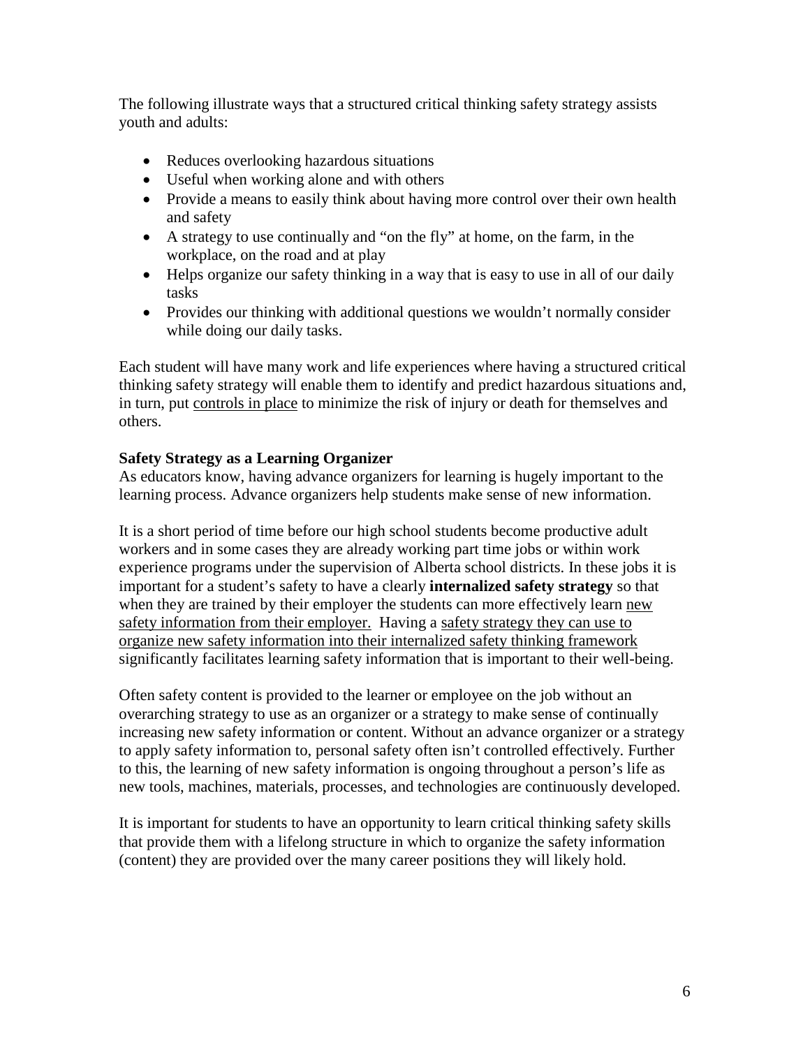The following illustrate ways that a structured critical thinking safety strategy assists youth and adults:

- Reduces overlooking hazardous situations
- Useful when working alone and with others
- Provide a means to easily think about having more control over their own health and safety
- A strategy to use continually and "on the fly" at home, on the farm, in the workplace, on the road and at play
- Helps organize our safety thinking in a way that is easy to use in all of our daily tasks
- Provides our thinking with additional questions we wouldn't normally consider while doing our daily tasks.

Each student will have many work and life experiences where having a structured critical thinking safety strategy will enable them to identify and predict hazardous situations and, in turn, put <u>controls in place</u> to minimize the risk of injury or death for themselves and others.

**Safety Strategy as a Learning Organizer**

As educators know, having advance organizers for learning is hugely important to the learning process. Advance organizers help students make sense of new information.

It is a short period of time before our high school students become productive adult workers and in some cases they are already working part time jobs or within work experience programs under the supervision of Alberta school districts. In these jobs it is important for a student's safety to have a clearly **internalized safety strategy** so that when they are trained by their employer the students can more effectively learn <u>new safety information from their employer.</u> Having a <u>safety strategy they can use to organize new safety information into their internalized safety thinking framework</u> significantly facilitates learning safety information that is important to their well-being.

Often safety content is provided to the learner or employee on the job without an overarching strategy to use as an organizer or a strategy to make sense of continually increasing new safety information or content. Without an advance organizer or a strategy to apply safety information to, personal safety often isn't controlled effectively. Further to this, the learning of new safety information is ongoing throughout a person's life as new tools, machines, materials, processes, and technologies are continuously developed.

It is important for students to have an opportunity to learn critical thinking safety skills that provide them with a lifelong structure in which to organize the safety information (content) they are provided over the many career positions they will likely hold.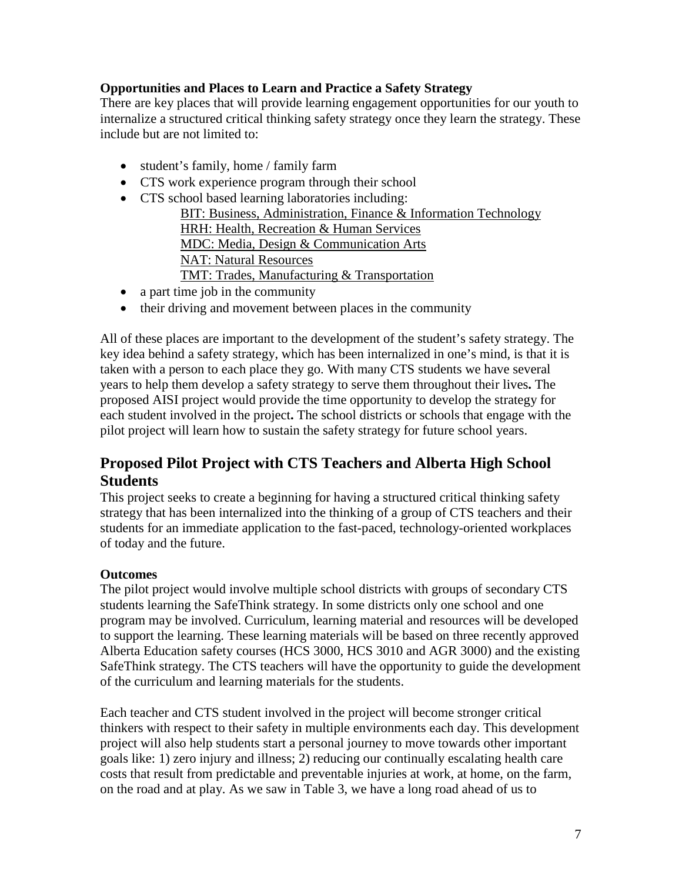**Opportunities and Places to Learn and Practice a Safety Strategy**

There are key places that will provide learning engagement opportunities for our youth to internalize a structured critical thinking safety strategy once they learn the strategy. These include but are not limited to:

- student's family, home / family farm
- CTS work experience program through their school
- CTS school based learning laboratories including:
  - BIT: Business, Administration, Finance & Information Technology
  - HRH: Health, Recreation & Human Services
  - MDC: Media, Design & Communication Arts
  - NAT: Natural Resources
  - TMT: Trades, Manufacturing & Transportation
- a part time job in the community
- their driving and movement between places in the community

All of these places are important to the development of the student's safety strategy. The key idea behind a safety strategy, which has been internalized in one's mind, is that it is taken with a person to each place they go. With many CTS students we have several years to help them develop a safety strategy to serve them throughout their lives**.** The proposed AISI project would provide the time opportunity to develop the strategy for each student involved in the project**.** The school districts or schools that engage with the pilot project will learn how to sustain the safety strategy for future school years.

## Proposed Pilot Project with CTS Teachers and Alberta High School Students

This project seeks to create a beginning for having a structured critical thinking safety strategy that has been internalized into the thinking of a group of CTS teachers and their students for an immediate application to the fast-paced, technology-oriented workplaces of today and the future.

**Outcomes**

The pilot project would involve multiple school districts with groups of secondary CTS students learning the SafeThink strategy. In some districts only one school and one program may be involved. Curriculum, learning material and resources will be developed to support the learning. These learning materials will be based on three recently approved Alberta Education safety courses (HCS 3000, HCS 3010 and AGR 3000) and the existing SafeThink strategy. The CTS teachers will have the opportunity to guide the development of the curriculum and learning materials for the students.

Each teacher and CTS student involved in the project will become stronger critical thinkers with respect to their safety in multiple environments each day. This development project will also help students start a personal journey to move towards other important goals like: 1) zero injury and illness; 2) reducing our continually escalating health care costs that result from predictable and preventable injuries at work, at home, on the farm, on the road and at play. As we saw in Table 3, we have a long road ahead of us to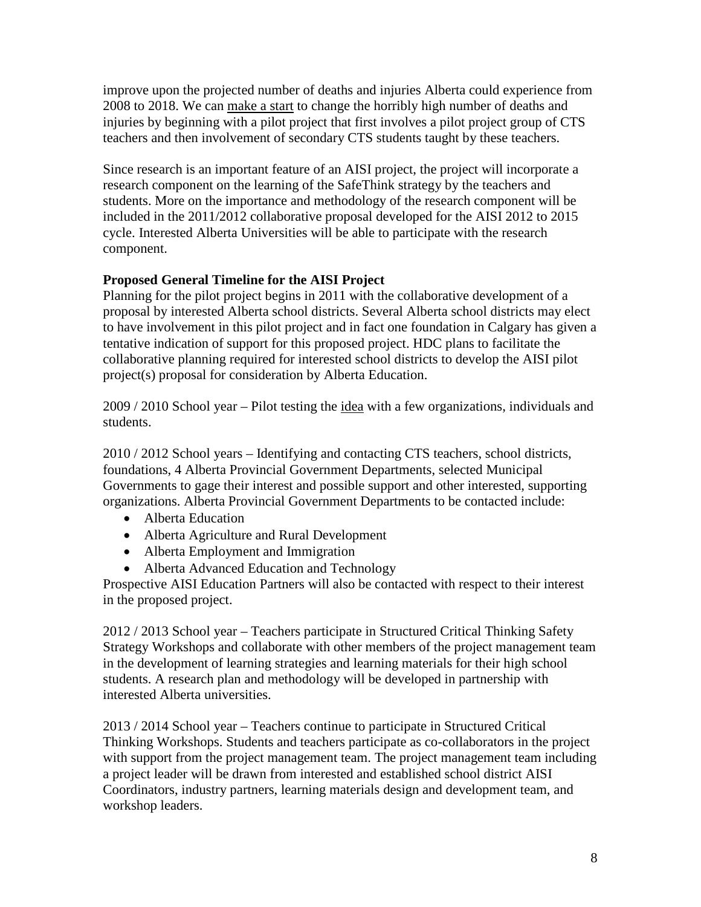improve upon the projected number of deaths and injuries Alberta could experience from 2008 to 2018. We can make a start to change the horribly high number of deaths and injuries by beginning with a pilot project that first involves a pilot project group of CTS teachers and then involvement of secondary CTS students taught by these teachers.

Since research is an important feature of an AISI project, the project will incorporate a research component on the learning of the SafeThink strategy by the teachers and students. More on the importance and methodology of the research component will be included in the 2011/2012 collaborative proposal developed for the AISI 2012 to 2015 cycle. Interested Alberta Universities will be able to participate with the research component.

**Proposed General Timeline for the AISI Project**

Planning for the pilot project begins in 2011 with the collaborative development of a proposal by interested Alberta school districts. Several Alberta school districts may elect to have involvement in this pilot project and in fact one foundation in Calgary has given a tentative indication of support for this proposed project. HDC plans to facilitate the collaborative planning required for interested school districts to develop the AISI pilot project(s) proposal for consideration by Alberta Education.

2009 / 2010 School year – Pilot testing the idea with a few organizations, individuals and students.

2010 / 2012 School years – Identifying and contacting CTS teachers, school districts, foundations, 4 Alberta Provincial Government Departments, selected Municipal Governments to gage their interest and possible support and other interested, supporting organizations. Alberta Provincial Government Departments to be contacted include:

- Alberta Education
- Alberta Agriculture and Rural Development
- Alberta Employment and Immigration
- Alberta Advanced Education and Technology

Prospective AISI Education Partners will also be contacted with respect to their interest in the proposed project.

2012 / 2013 School year – Teachers participate in Structured Critical Thinking Safety Strategy Workshops and collaborate with other members of the project management team in the development of learning strategies and learning materials for their high school students. A research plan and methodology will be developed in partnership with interested Alberta universities.

2013 / 2014 School year – Teachers continue to participate in Structured Critical Thinking Workshops. Students and teachers participate as co-collaborators in the project with support from the project management team. The project management team including a project leader will be drawn from interested and established school district AISI Coordinators, industry partners, learning materials design and development team, and workshop leaders.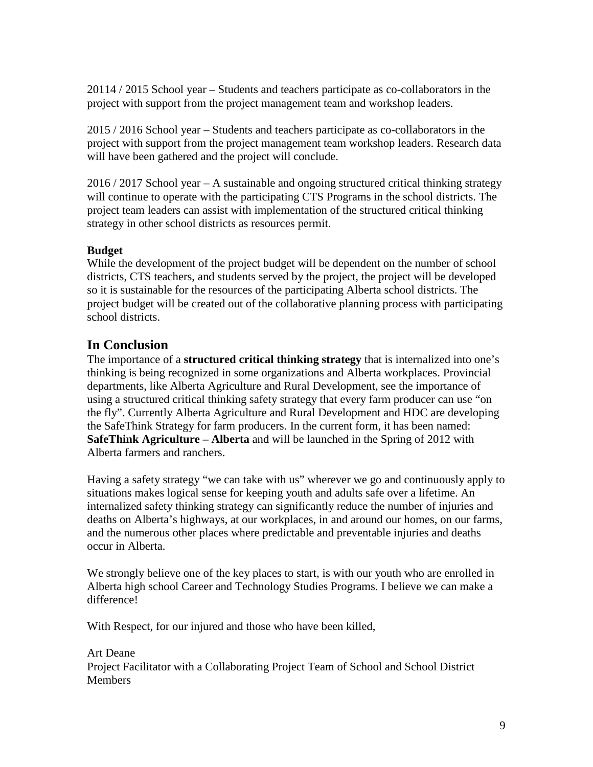20114 / 2015 School year – Students and teachers participate as co-collaborators in the project with support from the project management team and workshop leaders.

2015 / 2016 School year – Students and teachers participate as co-collaborators in the project with support from the project management team workshop leaders. Research data will have been gathered and the project will conclude.

2016 / 2017 School year – A sustainable and ongoing structured critical thinking strategy will continue to operate with the participating CTS Programs in the school districts. The project team leaders can assist with implementation of the structured critical thinking strategy in other school districts as resources permit.

**Budget**

While the development of the project budget will be dependent on the number of school districts, CTS teachers, and students served by the project, the project will be developed so it is sustainable for the resources of the participating Alberta school districts. The project budget will be created out of the collaborative planning process with participating school districts.

## In Conclusion

The importance of a **structured critical thinking strategy** that is internalized into one's thinking is being recognized in some organizations and Alberta workplaces. Provincial departments, like Alberta Agriculture and Rural Development, see the importance of using a structured critical thinking safety strategy that every farm producer can use "on the fly". Currently Alberta Agriculture and Rural Development and HDC are developing the SafeThink Strategy for farm producers. In the current form, it has been named: **SafeThink Agriculture – Alberta** and will be launched in the Spring of 2012 with Alberta farmers and ranchers.

Having a safety strategy "we can take with us" wherever we go and continuously apply to situations makes logical sense for keeping youth and adults safe over a lifetime. An internalized safety thinking strategy can significantly reduce the number of injuries and deaths on Alberta's highways, at our workplaces, in and around our homes, on our farms, and the numerous other places where predictable and preventable injuries and deaths occur in Alberta.

We strongly believe one of the key places to start, is with our youth who are enrolled in Alberta high school Career and Technology Studies Programs. I believe we can make a difference!

With Respect, for our injured and those who have been killed,

Art Deane
Project Facilitator with a Collaborating Project Team of School and School District Members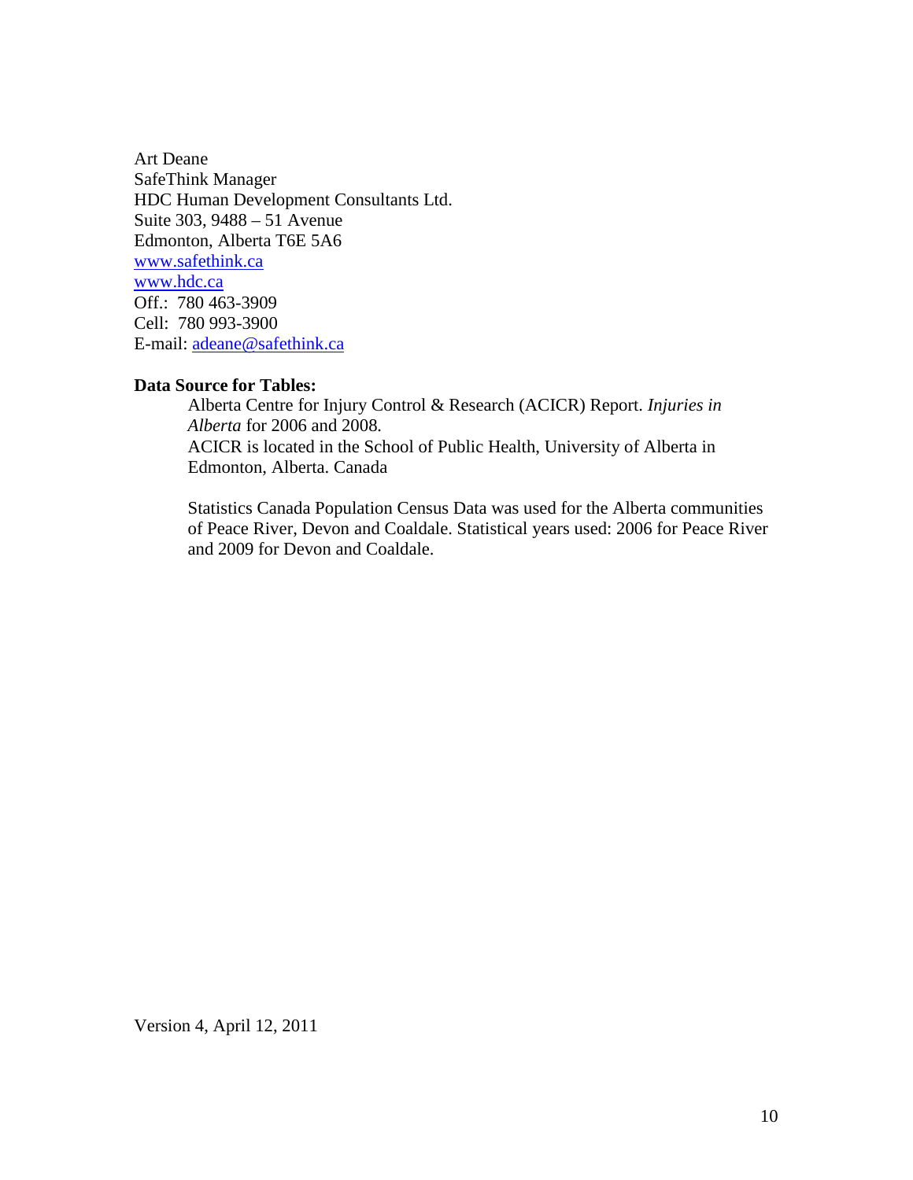Art Deane
SafeThink Manager
HDC Human Development Consultants Ltd.
Suite 303, 9488 – 51 Avenue
Edmonton, Alberta T6E 5A6
www.safethink.ca
www.hdc.ca
Off.: 780 463-3909
Cell: 780 993-3900
E-mail: adeane@safethink.ca

**Data Source for Tables:**

Alberta Centre for Injury Control & Research (ACICR) Report. *Injuries in Alberta* for 2006 and 2008.
ACICR is located in the School of Public Health, University of Alberta in Edmonton, Alberta. Canada

Statistics Canada Population Census Data was used for the Alberta communities of Peace River, Devon and Coaldale. Statistical years used: 2006 for Peace River and 2009 for Devon and Coaldale.

Version 4, April 12, 2011